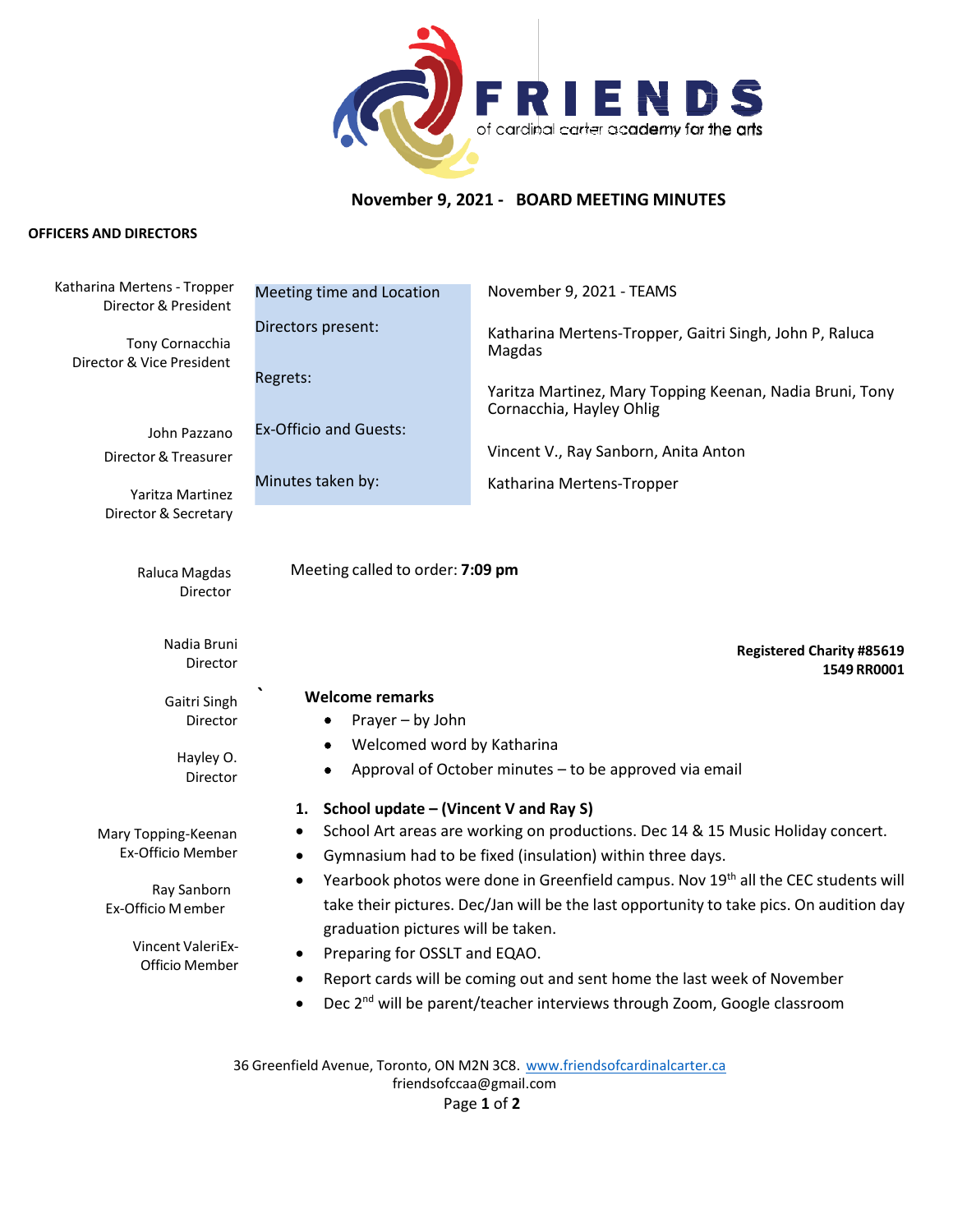FRIENDS
of cardinal carter academy for the arts

# November 9, 2021 - BOARD MEETING MINUTES

**OFFICERS AND DIRECTORS**

Katharina Mertens - Tropper
Director & President

Tony Cornacchia
Director & Vice President

John Pazzano
Director & Treasurer

Yaritza Martinez
Director & Secretary

Raluca Magdas
Director

Nadia Bruni
Director

Gaitri Singh
Director

Hayley O.
Director

Mary Topping-Keenan
Ex-Officio Member

Ray Sanborn
Ex-Officio Member

Vincent Valeri
Ex-Officio Member

| | |
|---|---|
| Meeting time and Location | November 9, 2021 - TEAMS |
| Directors present: | Katharina Mertens-Tropper, Gaitri Singh, John P, Raluca Magdas |
| Regrets: | Yaritza Martinez, Mary Topping Keenan, Nadia Bruni, Tony Cornacchia, Hayley Ohlig |
| Ex-Officio and Guests: | Vincent V., Ray Sanborn, Anita Anton |
| Minutes taken by: | Katharina Mertens-Tropper |

Meeting called to order: **7:09 pm**

**Registered Charity #85619 1549 RR0001**

**Welcome remarks**

- Prayer – by John
- Welcomed word by Katharina
- Approval of October minutes – to be approved via email

1. **School update – (Vincent V and Ray S)**

- School Art areas are working on productions. Dec 14 & 15 Music Holiday concert.
- Gymnasium had to be fixed (insulation) within three days.
- Yearbook photos were done in Greenfield campus. Nov 19th all the CEC students will take their pictures. Dec/Jan will be the last opportunity to take pics. On audition day graduation pictures will be taken.
- Preparing for OSSLT and EQAO.
- Report cards will be coming out and sent home the last week of November
- Dec 2nd will be parent/teacher interviews through Zoom, Google classroom

36 Greenfield Avenue, Toronto, ON M2N 3C8. www.friendsofcardinalcarter.ca
friendsofccaa@gmail.com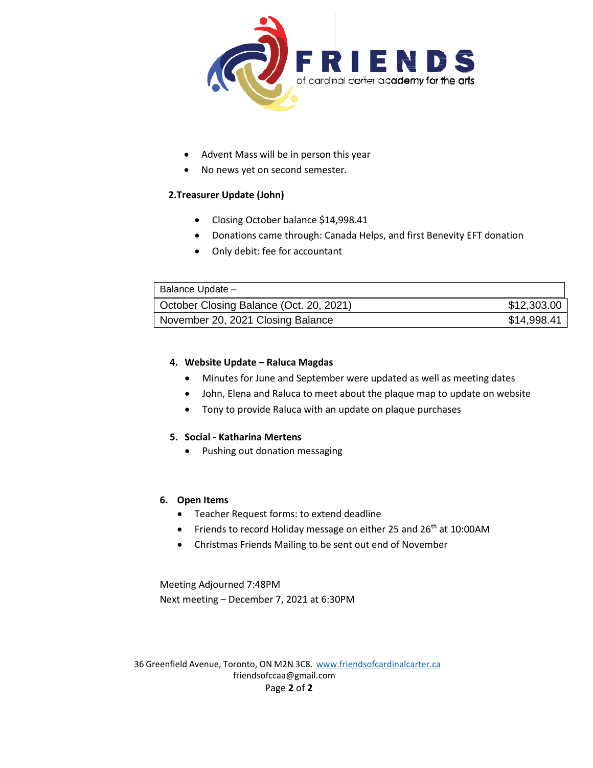- Advent Mass will be in person this year
- No news yet on second semester.

**2.Treasurer Update (John)**

- Closing October balance $14,998.41
- Donations came through: Canada Helps, and first Benevity EFT donation
- Only debit: fee for accountant

| Balance Update – | |
|---|---|
| October Closing Balance (Oct. 20, 2021) | $12,303.00 |
| November 20, 2021 Closing Balance | $14,998.41 |

**4. Website Update – Raluca Magdas**

- Minutes for June and September were updated as well as meeting dates
- John, Elena and Raluca to meet about the plaque map to update on website
- Tony to provide Raluca with an update on plaque purchases

**5. Social - Katharina Mertens**

- Pushing out donation messaging

**6. Open Items**

- Teacher Request forms: to extend deadline
- Friends to record Holiday message on either 25 and 26th at 10:00AM
- Christmas Friends Mailing to be sent out end of November

Meeting Adjourned 7:48PM

Next meeting – December 7, 2021 at 6:30PM

36 Greenfield Avenue, Toronto, ON M2N 3C8. www.friendsofcardinalcarter.ca
friendsofccaa@gmail.com